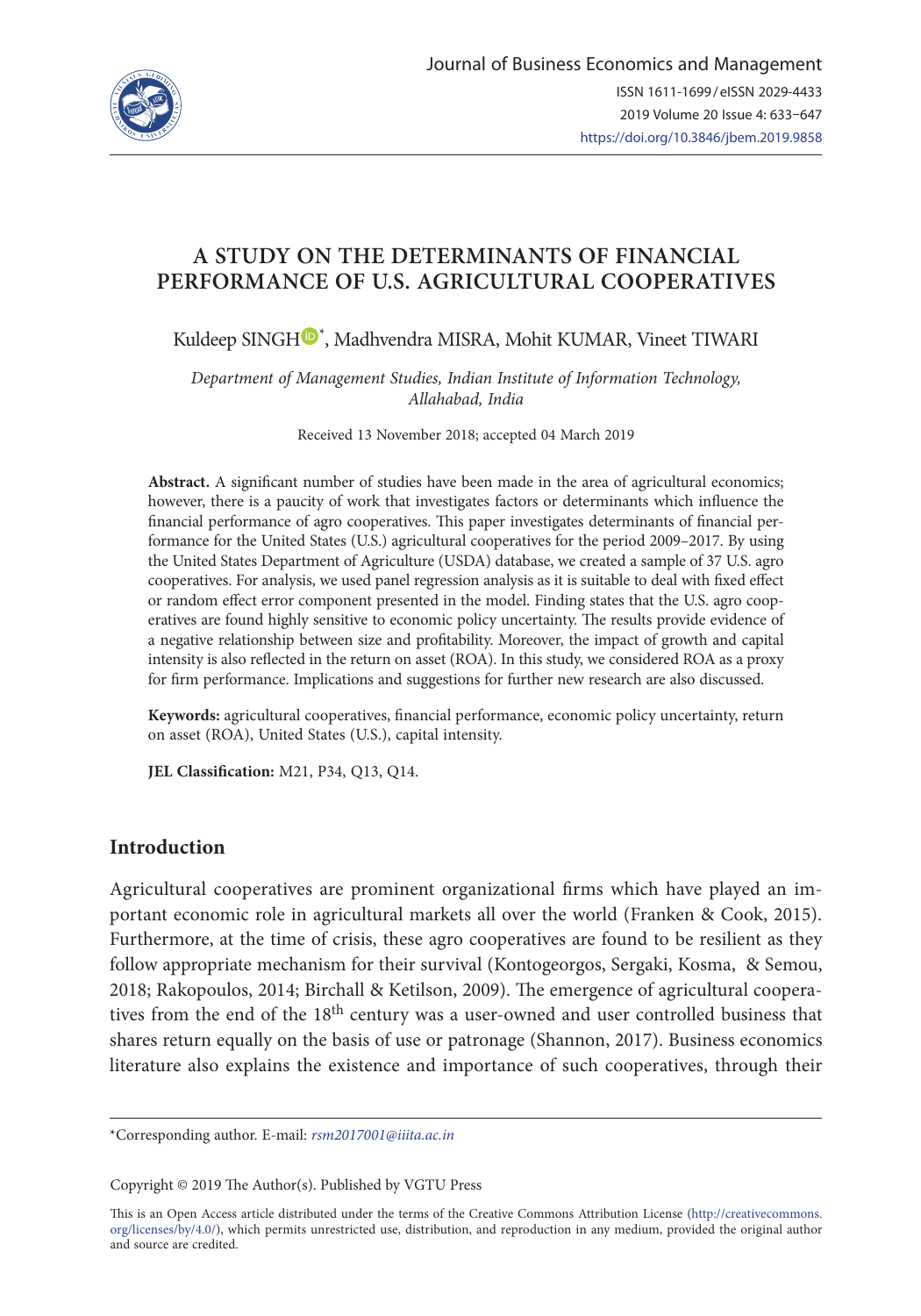Journal of Business Economics and Management

ISSN 1611-1699/eISSN 2029-4433

2019 Volume 20 Issue 4: 633–647

https://doi.org/10.3846/jbem.2019.9858

# A STUDY ON THE DETERMINANTS OF FINANCIAL PERFORMANCE OF U.S. AGRICULTURAL COOPERATIVES

Kuldeep SINGH*, Madhvendra MISRA, Mohit KUMAR, Vineet TIWARI

*Department of Management Studies, Indian Institute of Information Technology, Allahabad, India*

Received 13 November 2018; accepted 04 March 2019

**Abstract.** A significant number of studies have been made in the area of agricultural economics; however, there is a paucity of work that investigates factors or determinants which influence the financial performance of agro cooperatives. This paper investigates determinants of financial performance for the United States (U.S.) agricultural cooperatives for the period 2009–2017. By using the United States Department of Agriculture (USDA) database, we created a sample of 37 U.S. agro cooperatives. For analysis, we used panel regression analysis as it is suitable to deal with fixed effect or random effect error component presented in the model. Finding states that the U.S. agro cooperatives are found highly sensitive to economic policy uncertainty. The results provide evidence of a negative relationship between size and profitability. Moreover, the impact of growth and capital intensity is also reflected in the return on asset (ROA). In this study, we considered ROA as a proxy for firm performance. Implications and suggestions for further new research are also discussed.

**Keywords:** agricultural cooperatives, financial performance, economic policy uncertainty, return on asset (ROA), United States (U.S.), capital intensity.

**JEL Classification:** M21, P34, Q13, Q14.

## Introduction

Agricultural cooperatives are prominent organizational firms which have played an important economic role in agricultural markets all over the world (Franken & Cook, 2015). Furthermore, at the time of crisis, these agro cooperatives are found to be resilient as they follow appropriate mechanism for their survival (Kontogeorgos, Sergaki, Kosma, & Semou, 2018; Rakopoulos, 2014; Birchall & Ketilson, 2009). The emergence of agricultural cooperatives from the end of the 18th century was a user-owned and user controlled business that shares return equally on the basis of use or patronage (Shannon, 2017). Business economics literature also explains the existence and importance of such cooperatives, through their

---

*Corresponding author. E-mail: *rsm2017001@iiita.ac.in*

Copyright © 2019 The Author(s). Published by VGTU Press

This is an Open Access article distributed under the terms of the Creative Commons Attribution License (http://creativecommons.org/licenses/by/4.0/), which permits unrestricted use, distribution, and reproduction in any medium, provided the original author and source are credited.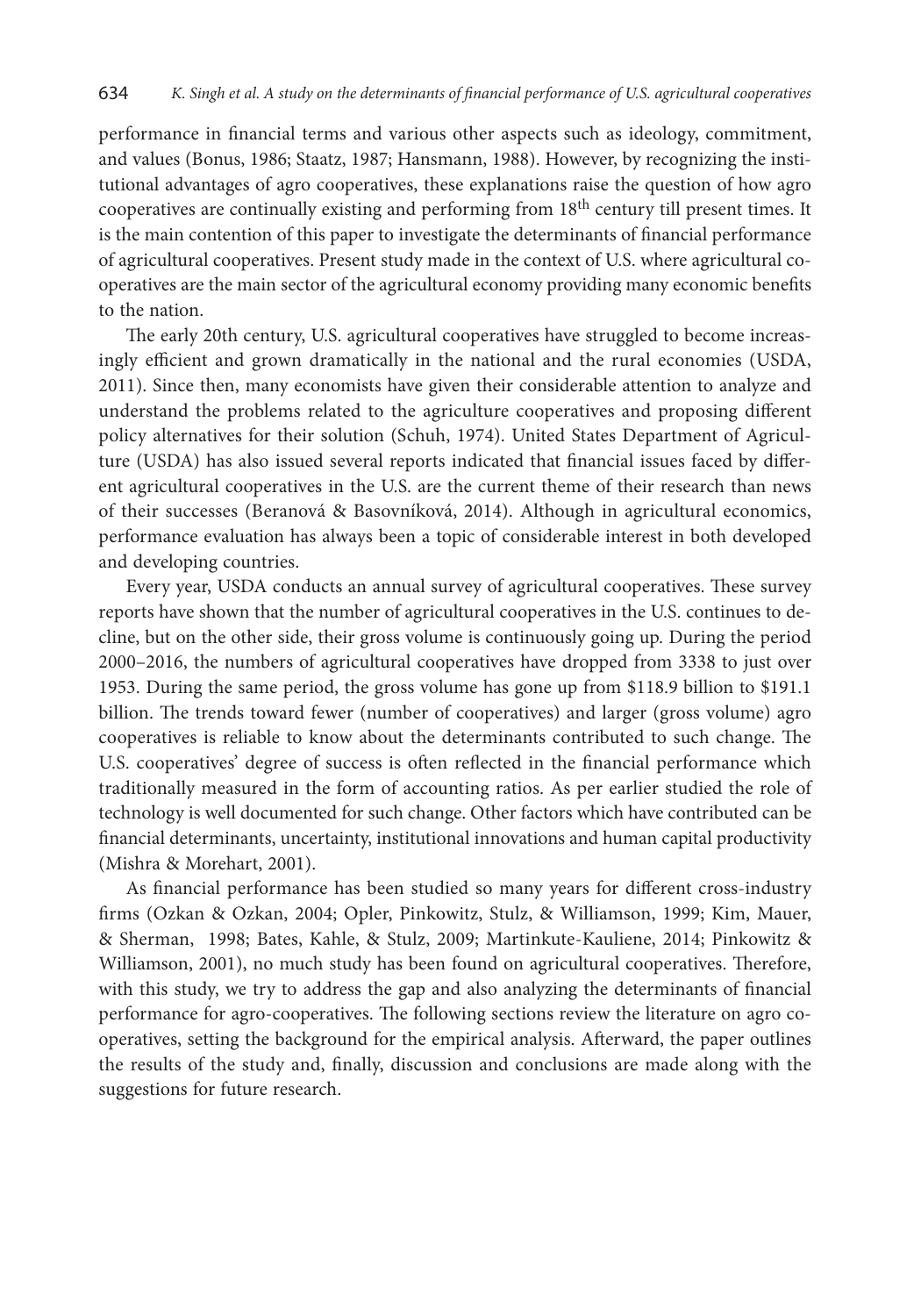performance in financial terms and various other aspects such as ideology, commitment, and values (Bonus, 1986; Staatz, 1987; Hansmann, 1988). However, by recognizing the institutional advantages of agro cooperatives, these explanations raise the question of how agro cooperatives are continually existing and performing from 18$^{th}$ century till present times. It is the main contention of this paper to investigate the determinants of financial performance of agricultural cooperatives. Present study made in the context of U.S. where agricultural cooperatives are the main sector of the agricultural economy providing many economic benefits to the nation.

The early 20th century, U.S. agricultural cooperatives have struggled to become increasingly efficient and grown dramatically in the national and the rural economies (USDA, 2011). Since then, many economists have given their considerable attention to analyze and understand the problems related to the agriculture cooperatives and proposing different policy alternatives for their solution (Schuh, 1974). United States Department of Agriculture (USDA) has also issued several reports indicated that financial issues faced by different agricultural cooperatives in the U.S. are the current theme of their research than news of their successes (Beranová & Basovníková, 2014). Although in agricultural economics, performance evaluation has always been a topic of considerable interest in both developed and developing countries.

Every year, USDA conducts an annual survey of agricultural cooperatives. These survey reports have shown that the number of agricultural cooperatives in the U.S. continues to decline, but on the other side, their gross volume is continuously going up. During the period 2000–2016, the numbers of agricultural cooperatives have dropped from 3338 to just over 1953. During the same period, the gross volume has gone up from \$118.9 billion to \$191.1 billion. The trends toward fewer (number of cooperatives) and larger (gross volume) agro cooperatives is reliable to know about the determinants contributed to such change. The U.S. cooperatives' degree of success is often reflected in the financial performance which traditionally measured in the form of accounting ratios. As per earlier studied the role of technology is well documented for such change. Other factors which have contributed can be financial determinants, uncertainty, institutional innovations and human capital productivity (Mishra & Morehart, 2001).

As financial performance has been studied so many years for different cross-industry firms (Ozkan & Ozkan, 2004; Opler, Pinkowitz, Stulz, & Williamson, 1999; Kim, Mauer, & Sherman, 1998; Bates, Kahle, & Stulz, 2009; Martinkute-Kauliene, 2014; Pinkowitz & Williamson, 2001), no much study has been found on agricultural cooperatives. Therefore, with this study, we try to address the gap and also analyzing the determinants of financial performance for agro-cooperatives. The following sections review the literature on agro cooperatives, setting the background for the empirical analysis. Afterward, the paper outlines the results of the study and, finally, discussion and conclusions are made along with the suggestions for future research.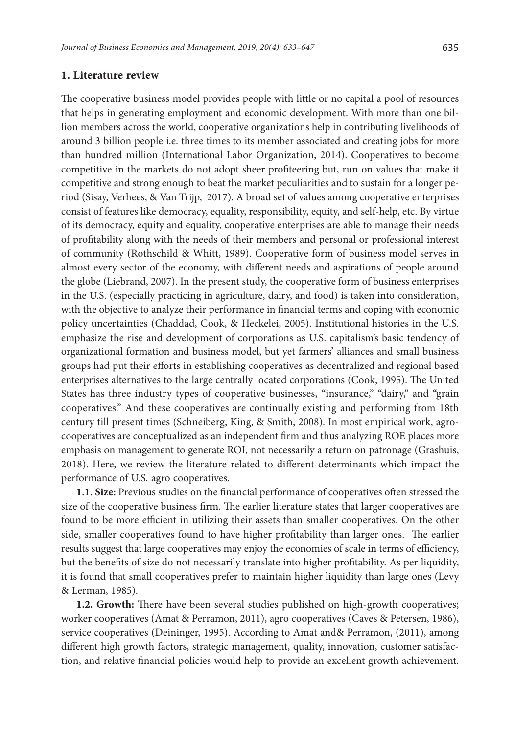## 1. Literature review

The cooperative business model provides people with little or no capital a pool of resources that helps in generating employment and economic development. With more than one billion members across the world, cooperative organizations help in contributing livelihoods of around 3 billion people i.e. three times to its member associated and creating jobs for more than hundred million (International Labor Organization, 2014). Cooperatives to become competitive in the markets do not adopt sheer profiteering but, run on values that make it competitive and strong enough to beat the market peculiarities and to sustain for a longer period (Sisay, Verhees, & Van Trijp, 2017). A broad set of values among cooperative enterprises consist of features like democracy, equality, responsibility, equity, and self-help, etc. By virtue of its democracy, equity and equality, cooperative enterprises are able to manage their needs of profitability along with the needs of their members and personal or professional interest of community (Rothschild & Whitt, 1989). Cooperative form of business model serves in almost every sector of the economy, with different needs and aspirations of people around the globe (Liebrand, 2007). In the present study, the cooperative form of business enterprises in the U.S. (especially practicing in agriculture, dairy, and food) is taken into consideration, with the objective to analyze their performance in financial terms and coping with economic policy uncertainties (Chaddad, Cook, & Heckelei, 2005). Institutional histories in the U.S. emphasize the rise and development of corporations as U.S. capitalism's basic tendency of organizational formation and business model, but yet farmers' alliances and small business groups had put their efforts in establishing cooperatives as decentralized and regional based enterprises alternatives to the large centrally located corporations (Cook, 1995). The United States has three industry types of cooperative businesses, "insurance," "dairy," and "grain cooperatives." And these cooperatives are continually existing and performing from 18th century till present times (Schneiberg, King, & Smith, 2008). In most empirical work, agro-cooperatives are conceptualized as an independent firm and thus analyzing ROE places more emphasis on management to generate ROI, not necessarily a return on patronage (Grashuis, 2018). Here, we review the literature related to different determinants which impact the performance of U.S. agro cooperatives.

**1.1. Size:** Previous studies on the financial performance of cooperatives often stressed the size of the cooperative business firm. The earlier literature states that larger cooperatives are found to be more efficient in utilizing their assets than smaller cooperatives. On the other side, smaller cooperatives found to have higher profitability than larger ones. The earlier results suggest that large cooperatives may enjoy the economies of scale in terms of efficiency, but the benefits of size do not necessarily translate into higher profitability. As per liquidity, it is found that small cooperatives prefer to maintain higher liquidity than large ones (Levy & Lerman, 1985).

**1.2. Growth:** There have been several studies published on high-growth cooperatives; worker cooperatives (Amat & Perramon, 2011), agro cooperatives (Caves & Petersen, 1986), service cooperatives (Deininger, 1995). According to Amat and& Perramon, (2011), among different high growth factors, strategic management, quality, innovation, customer satisfaction, and relative financial policies would help to provide an excellent growth achievement.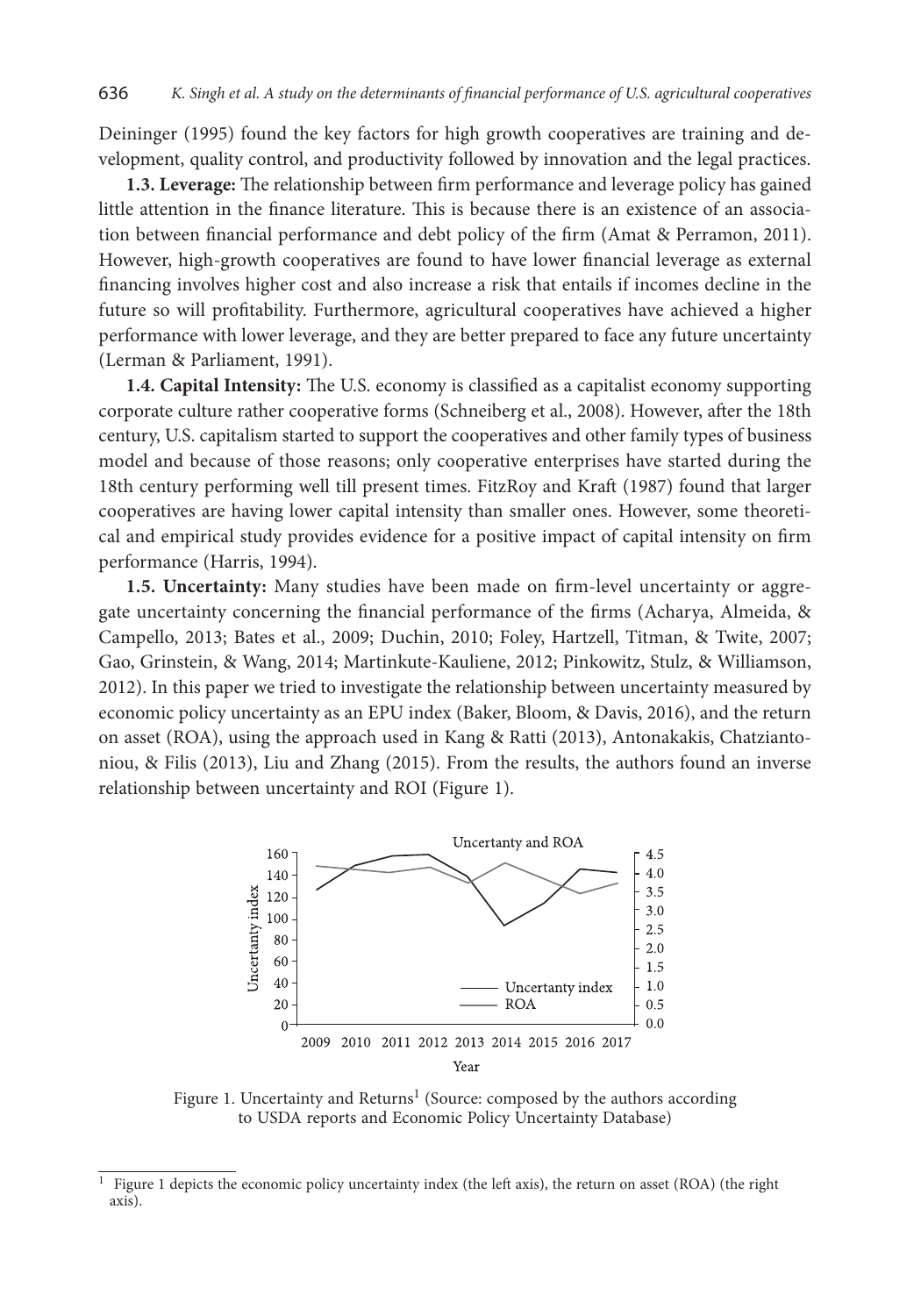Deininger (1995) found the key factors for high growth cooperatives are training and development, quality control, and productivity followed by innovation and the legal practices.

**1.3. Leverage:** The relationship between firm performance and leverage policy has gained little attention in the finance literature. This is because there is an existence of an association between financial performance and debt policy of the firm (Amat & Perramon, 2011). However, high-growth cooperatives are found to have lower financial leverage as external financing involves higher cost and also increase a risk that entails if incomes decline in the future so will profitability. Furthermore, agricultural cooperatives have achieved a higher performance with lower leverage, and they are better prepared to face any future uncertainty (Lerman & Parliament, 1991).

**1.4. Capital Intensity:** The U.S. economy is classified as a capitalist economy supporting corporate culture rather cooperative forms (Schneiberg et al., 2008). However, after the 18th century, U.S. capitalism started to support the cooperatives and other family types of business model and because of those reasons; only cooperative enterprises have started during the 18th century performing well till present times. FitzRoy and Kraft (1987) found that larger cooperatives are having lower capital intensity than smaller ones. However, some theoretical and empirical study provides evidence for a positive impact of capital intensity on firm performance (Harris, 1994).

**1.5. Uncertainty:** Many studies have been made on firm-level uncertainty or aggregate uncertainty concerning the financial performance of the firms (Acharya, Almeida, & Campello, 2013; Bates et al., 2009; Duchin, 2010; Foley, Hartzell, Titman, & Twite, 2007; Gao, Grinstein, & Wang, 2014; Martinkute-Kauliene, 2012; Pinkowitz, Stulz, & Williamson, 2012). In this paper we tried to investigate the relationship between uncertainty measured by economic policy uncertainty as an EPU index (Baker, Bloom, & Davis, 2016), and the return on asset (ROA), using the approach used in Kang & Ratti (2013), Antonakakis, Chatziantoniou, & Filis (2013), Liu and Zhang (2015). From the results, the authors found an inverse relationship between uncertainty and ROI (Figure 1).

Figure 1. Uncertainty and Returns[1] (Source: composed by the authors according to USDA reports and Economic Policy Uncertainty Database)

[1] Figure 1 depicts the economic policy uncertainty index (the left axis), the return on asset (ROA) (the right axis).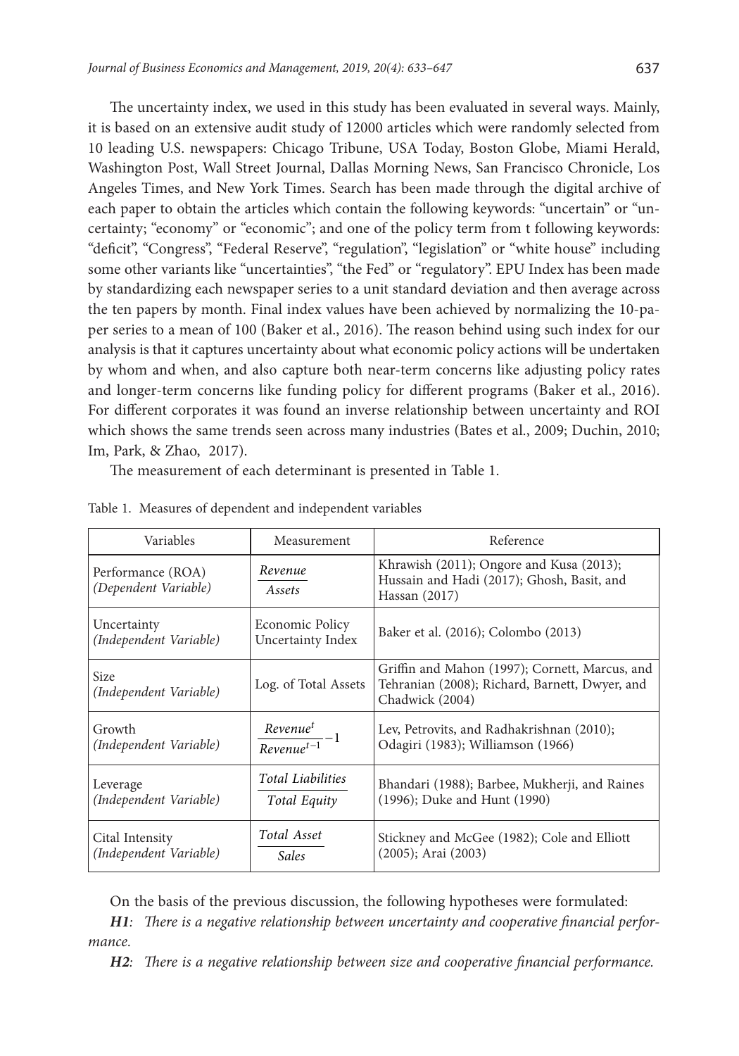The uncertainty index, we used in this study has been evaluated in several ways. Mainly, it is based on an extensive audit study of 12000 articles which were randomly selected from 10 leading U.S. newspapers: Chicago Tribune, USA Today, Boston Globe, Miami Herald, Washington Post, Wall Street Journal, Dallas Morning News, San Francisco Chronicle, Los Angeles Times, and New York Times. Search has been made through the digital archive of each paper to obtain the articles which contain the following keywords: "uncertain" or "uncertainty; "economy" or "economic"; and one of the policy term from t following keywords: "deficit", "Congress", "Federal Reserve", "regulation", "legislation" or "white house" including some other variants like "uncertainties", "the Fed" or "regulatory". EPU Index has been made by standardizing each newspaper series to a unit standard deviation and then average across the ten papers by month. Final index values have been achieved by normalizing the 10-paper series to a mean of 100 (Baker et al., 2016). The reason behind using such index for our analysis is that it captures uncertainty about what economic policy actions will be undertaken by whom and when, and also capture both near-term concerns like adjusting policy rates and longer-term concerns like funding policy for different programs (Baker et al., 2016). For different corporates it was found an inverse relationship between uncertainty and ROI which shows the same trends seen across many industries (Bates et al., 2009; Duchin, 2010; Im, Park, & Zhao, 2017).

The measurement of each determinant is presented in Table 1.

Table 1. Measures of dependent and independent variables

| Variables | Measurement | Reference |
|---|---|---|
| Performance (ROA) *(Dependent Variable)* | $\frac{Revenue}{Assets}$ | Khrawish (2011); Ongore and Kusa (2013); Hussain and Hadi (2017); Ghosh, Basit, and Hassan (2017) |
| Uncertainty *(Independent Variable)* | Economic Policy Uncertainty Index | Baker et al. (2016); Colombo (2013) |
| Size *(Independent Variable)* | Log. of Total Assets | Griffin and Mahon (1997); Cornett, Marcus, and Tehranian (2008); Richard, Barnett, Dwyer, and Chadwick (2004) |
| Growth *(Independent Variable)* | $\frac{Revenue^{t}}{Revenue^{t-1}}-1$ | Lev, Petrovits, and Radhakrishnan (2010); Odagiri (1983); Williamson (1966) |
| Leverage *(Independent Variable)* | $\frac{Total\ Liabilities}{Total\ Equity}$ | Bhandari (1988); Barbee, Mukherji, and Raines (1996); Duke and Hunt (1990) |
| Cital Intensity *(Independent Variable)* | $\frac{Total\ Asset}{Sales}$ | Stickney and McGee (1982); Cole and Elliott (2005); Arai (2003) |

On the basis of the previous discussion, the following hypotheses were formulated:

***H1**: There is a negative relationship between uncertainty and cooperative financial performance.*

***H2**: There is a negative relationship between size and cooperative financial performance.*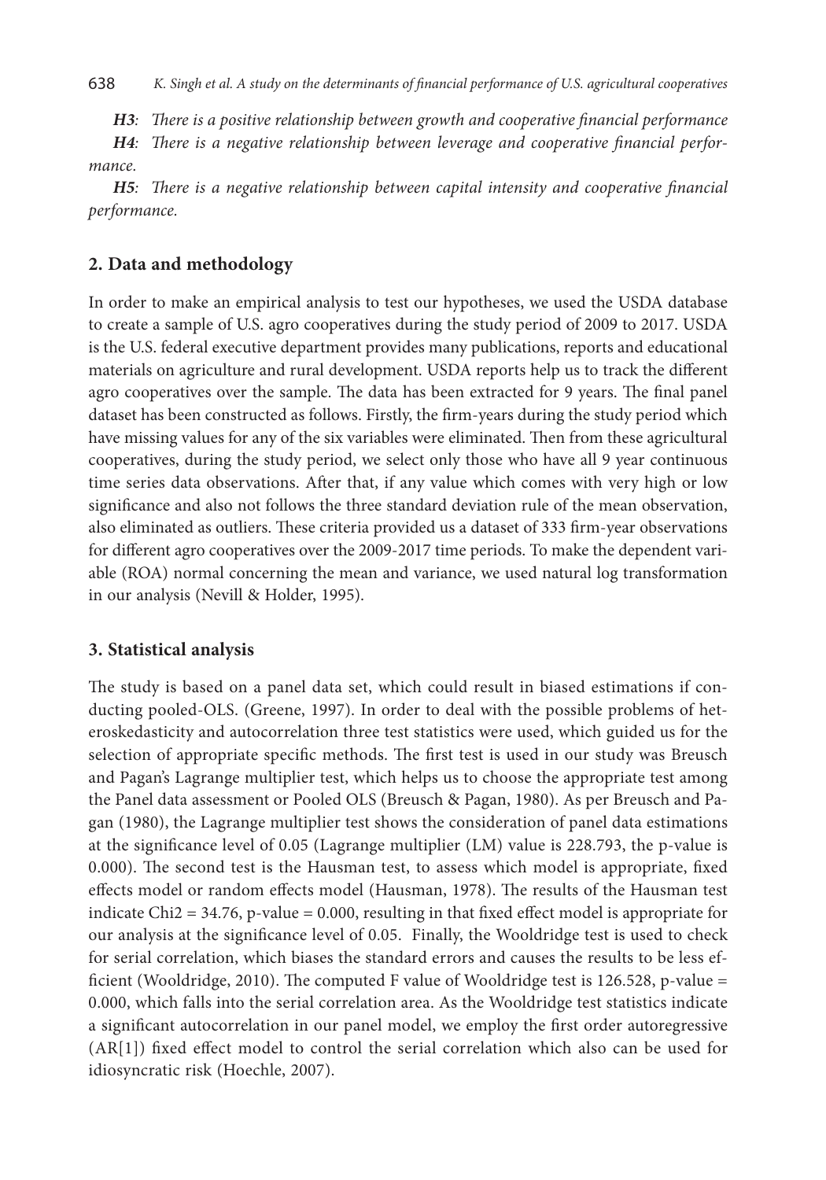***H3***: *There is a positive relationship between growth and cooperative financial performance*

***H4***: *There is a negative relationship between leverage and cooperative financial performance.*

***H5***: *There is a negative relationship between capital intensity and cooperative financial performance.*

## 2. Data and methodology

In order to make an empirical analysis to test our hypotheses, we used the USDA database to create a sample of U.S. agro cooperatives during the study period of 2009 to 2017. USDA is the U.S. federal executive department provides many publications, reports and educational materials on agriculture and rural development. USDA reports help us to track the different agro cooperatives over the sample. The data has been extracted for 9 years. The final panel dataset has been constructed as follows. Firstly, the firm-years during the study period which have missing values for any of the six variables were eliminated. Then from these agricultural cooperatives, during the study period, we select only those who have all 9 year continuous time series data observations. After that, if any value which comes with very high or low significance and also not follows the three standard deviation rule of the mean observation, also eliminated as outliers. These criteria provided us a dataset of 333 firm-year observations for different agro cooperatives over the 2009-2017 time periods. To make the dependent variable (ROA) normal concerning the mean and variance, we used natural log transformation in our analysis (Nevill & Holder, 1995).

## 3. Statistical analysis

The study is based on a panel data set, which could result in biased estimations if conducting pooled-OLS. (Greene, 1997). In order to deal with the possible problems of heteroskedasticity and autocorrelation three test statistics were used, which guided us for the selection of appropriate specific methods. The first test is used in our study was Breusch and Pagan's Lagrange multiplier test, which helps us to choose the appropriate test among the Panel data assessment or Pooled OLS (Breusch & Pagan, 1980). As per Breusch and Pagan (1980), the Lagrange multiplier test shows the consideration of panel data estimations at the significance level of 0.05 (Lagrange multiplier (LM) value is 228.793, the p-value is 0.000). The second test is the Hausman test, to assess which model is appropriate, fixed effects model or random effects model (Hausman, 1978). The results of the Hausman test indicate Chi2 = 34.76, p-value = 0.000, resulting in that fixed effect model is appropriate for our analysis at the significance level of 0.05. Finally, the Wooldridge test is used to check for serial correlation, which biases the standard errors and causes the results to be less efficient (Wooldridge, 2010). The computed F value of Wooldridge test is 126.528, p-value = 0.000, which falls into the serial correlation area. As the Wooldridge test statistics indicate a significant autocorrelation in our panel model, we employ the first order autoregressive (AR[1]) fixed effect model to control the serial correlation which also can be used for idiosyncratic risk (Hoechle, 2007).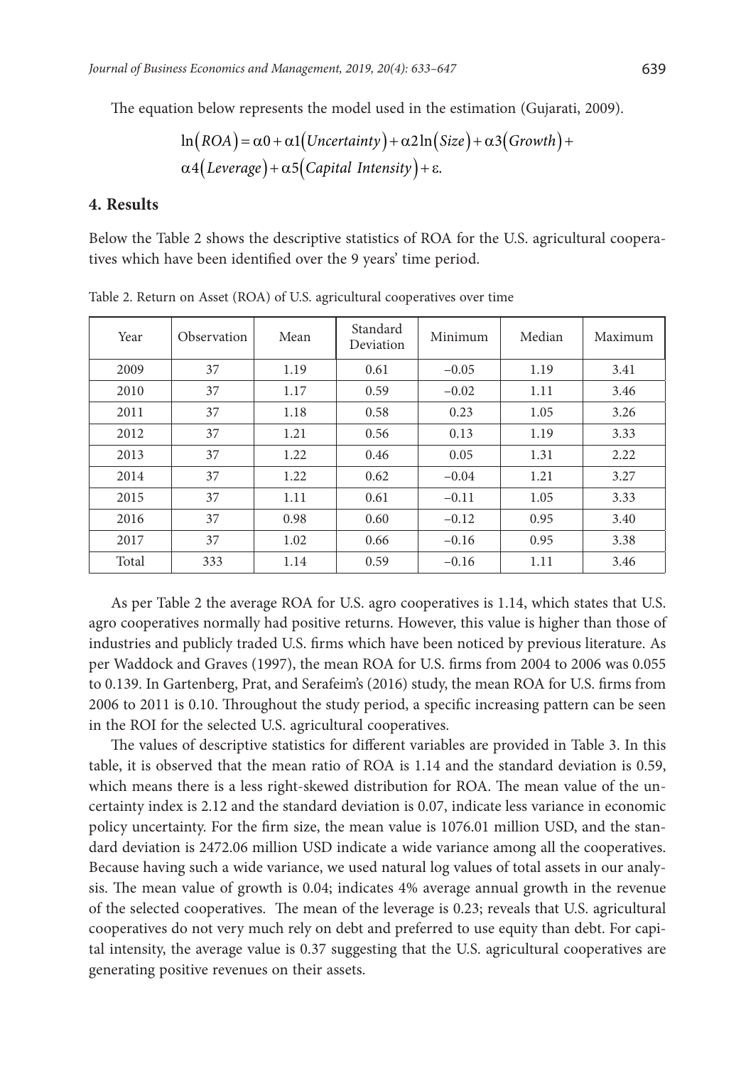The equation below represents the model used in the estimation (Gujarati, 2009).

$$\ln(ROA) = \alpha 0 + \alpha 1(Uncertainty) + \alpha 2\ln(Size) + \alpha 3(Growth) + \alpha 4(Leverage) + \alpha 5(Capital\ Intensity) + \varepsilon.$$

## 4. Results

Below the Table 2 shows the descriptive statistics of ROA for the U.S. agricultural cooperatives which have been identified over the 9 years' time period.

Table 2. Return on Asset (ROA) of U.S. agricultural cooperatives over time

| Year | Observation | Mean | Standard Deviation | Minimum | Median | Maximum |
|---|---|---|---|---|---|---|
| 2009 | 37 | 1.19 | 0.61 | –0.05 | 1.19 | 3.41 |
| 2010 | 37 | 1.17 | 0.59 | –0.02 | 1.11 | 3.46 |
| 2011 | 37 | 1.18 | 0.58 | 0.23 | 1.05 | 3.26 |
| 2012 | 37 | 1.21 | 0.56 | 0.13 | 1.19 | 3.33 |
| 2013 | 37 | 1.22 | 0.46 | 0.05 | 1.31 | 2.22 |
| 2014 | 37 | 1.22 | 0.62 | –0.04 | 1.21 | 3.27 |
| 2015 | 37 | 1.11 | 0.61 | –0.11 | 1.05 | 3.33 |
| 2016 | 37 | 0.98 | 0.60 | –0.12 | 0.95 | 3.40 |
| 2017 | 37 | 1.02 | 0.66 | –0.16 | 0.95 | 3.38 |
| Total | 333 | 1.14 | 0.59 | –0.16 | 1.11 | 3.46 |

As per Table 2 the average ROA for U.S. agro cooperatives is 1.14, which states that U.S. agro cooperatives normally had positive returns. However, this value is higher than those of industries and publicly traded U.S. firms which have been noticed by previous literature. As per Waddock and Graves (1997), the mean ROA for U.S. firms from 2004 to 2006 was 0.055 to 0.139. In Gartenberg, Prat, and Serafeim's (2016) study, the mean ROA for U.S. firms from 2006 to 2011 is 0.10. Throughout the study period, a specific increasing pattern can be seen in the ROI for the selected U.S. agricultural cooperatives.

The values of descriptive statistics for different variables are provided in Table 3. In this table, it is observed that the mean ratio of ROA is 1.14 and the standard deviation is 0.59, which means there is a less right-skewed distribution for ROA. The mean value of the uncertainty index is 2.12 and the standard deviation is 0.07, indicate less variance in economic policy uncertainty. For the firm size, the mean value is 1076.01 million USD, and the standard deviation is 2472.06 million USD indicate a wide variance among all the cooperatives. Because having such a wide variance, we used natural log values of total assets in our analysis. The mean value of growth is 0.04; indicates 4% average annual growth in the revenue of the selected cooperatives. The mean of the leverage is 0.23; reveals that U.S. agricultural cooperatives do not very much rely on debt and preferred to use equity than debt. For capital intensity, the average value is 0.37 suggesting that the U.S. agricultural cooperatives are generating positive revenues on their assets.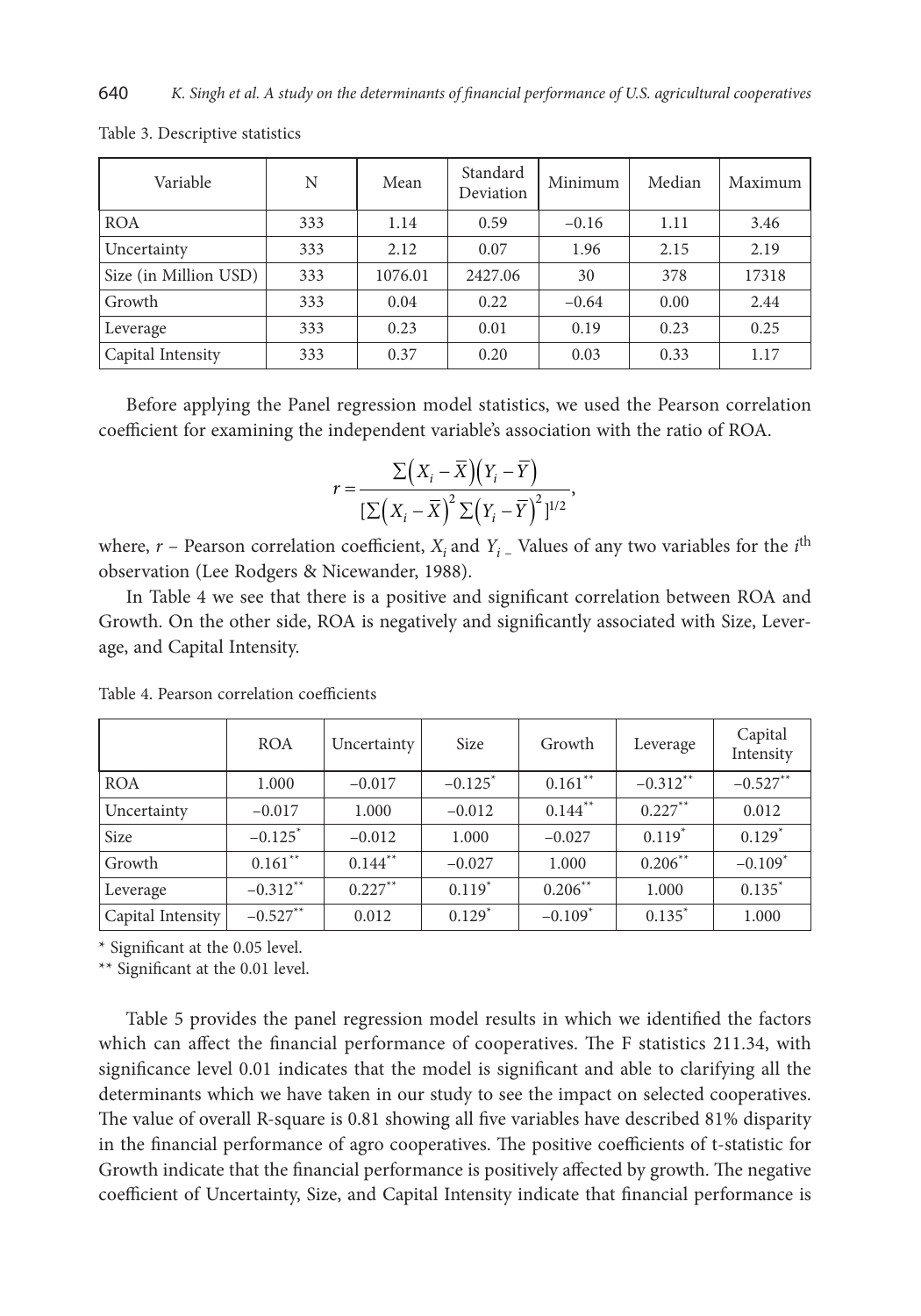Table 3. Descriptive statistics

| Variable | N | Mean | Standard Deviation | Minimum | Median | Maximum |
|---|---|---|---|---|---|---|
| ROA | 333 | 1.14 | 0.59 | −0.16 | 1.11 | 3.46 |
| Uncertainty | 333 | 2.12 | 0.07 | 1.96 | 2.15 | 2.19 |
| Size (in Million USD) | 333 | 1076.01 | 2427.06 | 30 | 378 | 17318 |
| Growth | 333 | 0.04 | 0.22 | −0.64 | 0.00 | 2.44 |
| Leverage | 333 | 0.23 | 0.01 | 0.19 | 0.23 | 0.25 |
| Capital Intensity | 333 | 0.37 | 0.20 | 0.03 | 0.33 | 1.17 |

Before applying the Panel regression model statistics, we used the Pearson correlation coefficient for examining the independent variable's association with the ratio of ROA.

$$r = \frac{\sum\left(X_i - \bar{X}\right)\left(Y_i - \bar{Y}\right)}{[\sum\left(X_i - \bar{X}\right)^2 \sum\left(Y_i - \bar{Y}\right)^2]^{1/2}},$$

where, $r$ – Pearson correlation coefficient, $X_i$ and $Y_i$ – Values of any two variables for the $i^{\text{th}}$ observation (Lee Rodgers & Nicewander, 1988).

In Table 4 we see that there is a positive and significant correlation between ROA and Growth. On the other side, ROA is negatively and significantly associated with Size, Leverage, and Capital Intensity.

Table 4. Pearson correlation coefficients

| | ROA | Uncertainty | Size | Growth | Leverage | Capital Intensity |
|---|---|---|---|---|---|---|
| ROA | 1.000 | −0.017 | −0.125* | 0.161** | −0.312** | −0.527** |
| Uncertainty | −0.017 | 1.000 | −0.012 | 0.144** | 0.227** | 0.012 |
| Size | −0.125* | −0.012 | 1.000 | −0.027 | 0.119* | 0.129* |
| Growth | 0.161** | 0.144** | −0.027 | 1.000 | 0.206** | −0.109* |
| Leverage | −0.312** | 0.227** | 0.119* | 0.206** | 1.000 | 0.135* |
| Capital Intensity | −0.527** | 0.012 | 0.129* | −0.109* | 0.135* | 1.000 |

* Significant at the 0.05 level.

** Significant at the 0.01 level.

Table 5 provides the panel regression model results in which we identified the factors which can affect the financial performance of cooperatives. The F statistics 211.34, with significance level 0.01 indicates that the model is significant and able to clarifying all the determinants which we have taken in our study to see the impact on selected cooperatives. The value of overall R-square is 0.81 showing all five variables have described 81% disparity in the financial performance of agro cooperatives. The positive coefficients of t-statistic for Growth indicate that the financial performance is positively affected by growth. The negative coefficient of Uncertainty, Size, and Capital Intensity indicate that financial performance is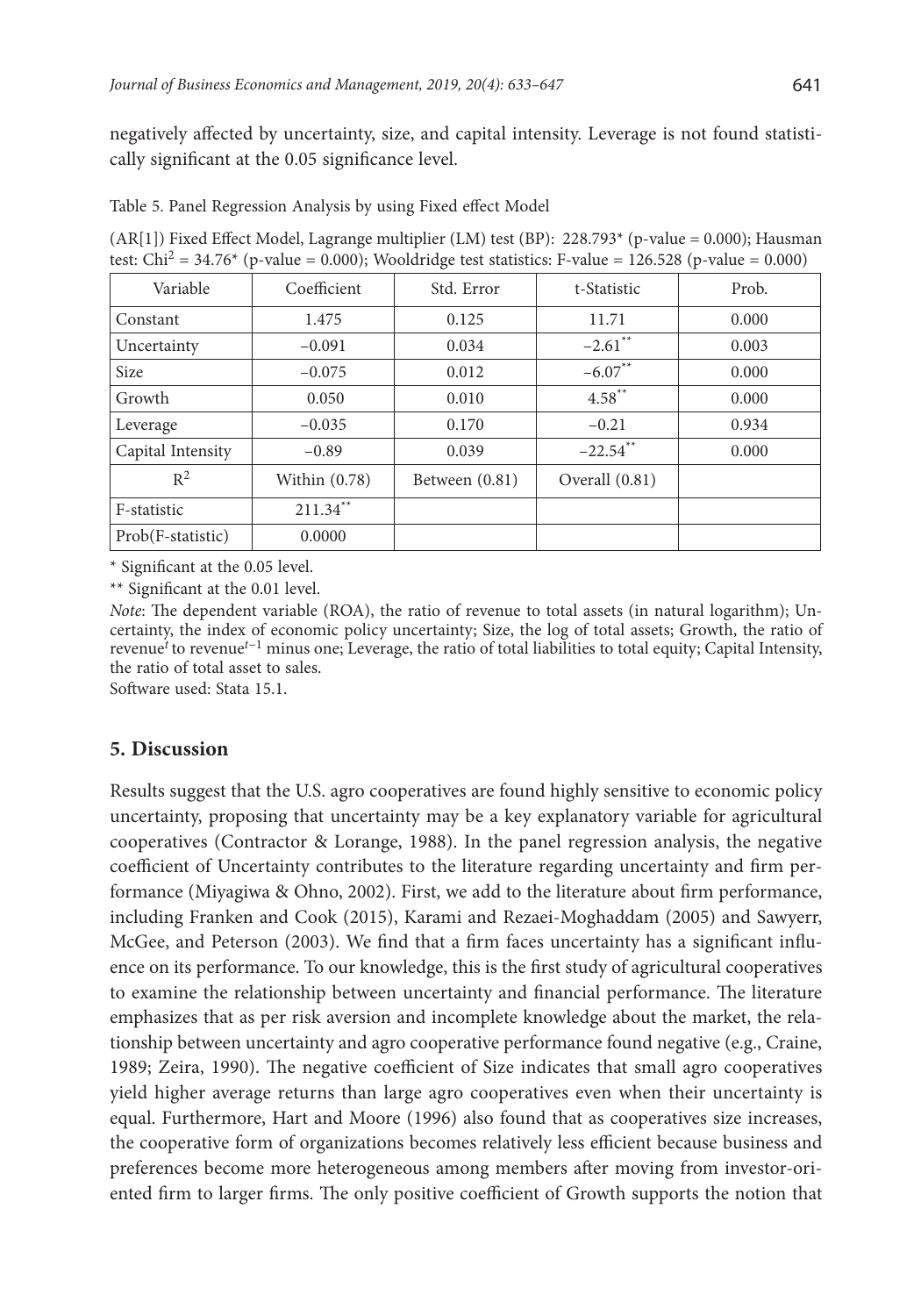negatively affected by uncertainty, size, and capital intensity. Leverage is not found statistically significant at the 0.05 significance level.

Table 5. Panel Regression Analysis by using Fixed effect Model

(AR[1]) Fixed Effect Model, Lagrange multiplier (LM) test (BP): 228.793* (p-value = 0.000); Hausman test: $Chi^2 = 34.76^*$ (p-value = 0.000); Wooldridge test statistics: F-value = 126.528 (p-value = 0.000)

| Variable | Coefficient | Std. Error | t-Statistic | Prob. |
|---|---|---|---|---|
| Constant | 1.475 | 0.125 | 11.71 | 0.000 |
| Uncertainty | –0.091 | 0.034 | –2.61** | 0.003 |
| Size | –0.075 | 0.012 | –6.07** | 0.000 |
| Growth | 0.050 | 0.010 | 4.58** | 0.000 |
| Leverage | –0.035 | 0.170 | –0.21 | 0.934 |
| Capital Intensity | –0.89 | 0.039 | –22.54** | 0.000 |
| $R^2$ | Within (0.78) | Between (0.81) | Overall (0.81) | |
| F-statistic | 211.34** | | | |
| Prob(F-statistic) | 0.0000 | | | |

* Significant at the 0.05 level.

** Significant at the 0.01 level.

*Note*: The dependent variable (ROA), the ratio of revenue to total assets (in natural logarithm); Uncertainty, the index of economic policy uncertainty; Size, the log of total assets; Growth, the ratio of revenue$^{t}$ to revenue$^{t-1}$ minus one; Leverage, the ratio of total liabilities to total equity; Capital Intensity, the ratio of total asset to sales.

Software used: Stata 15.1.

## 5. Discussion

Results suggest that the U.S. agro cooperatives are found highly sensitive to economic policy uncertainty, proposing that uncertainty may be a key explanatory variable for agricultural cooperatives (Contractor & Lorange, 1988). In the panel regression analysis, the negative coefficient of Uncertainty contributes to the literature regarding uncertainty and firm performance (Miyagiwa & Ohno, 2002). First, we add to the literature about firm performance, including Franken and Cook (2015), Karami and Rezaei-Moghaddam (2005) and Sawyerr, McGee, and Peterson (2003). We find that a firm faces uncertainty has a significant influence on its performance. To our knowledge, this is the first study of agricultural cooperatives to examine the relationship between uncertainty and financial performance. The literature emphasizes that as per risk aversion and incomplete knowledge about the market, the relationship between uncertainty and agro cooperative performance found negative (e.g., Craine, 1989; Zeira, 1990). The negative coefficient of Size indicates that small agro cooperatives yield higher average returns than large agro cooperatives even when their uncertainty is equal. Furthermore, Hart and Moore (1996) also found that as cooperatives size increases, the cooperative form of organizations becomes relatively less efficient because business and preferences become more heterogeneous among members after moving from investor-oriented firm to larger firms. The only positive coefficient of Growth supports the notion that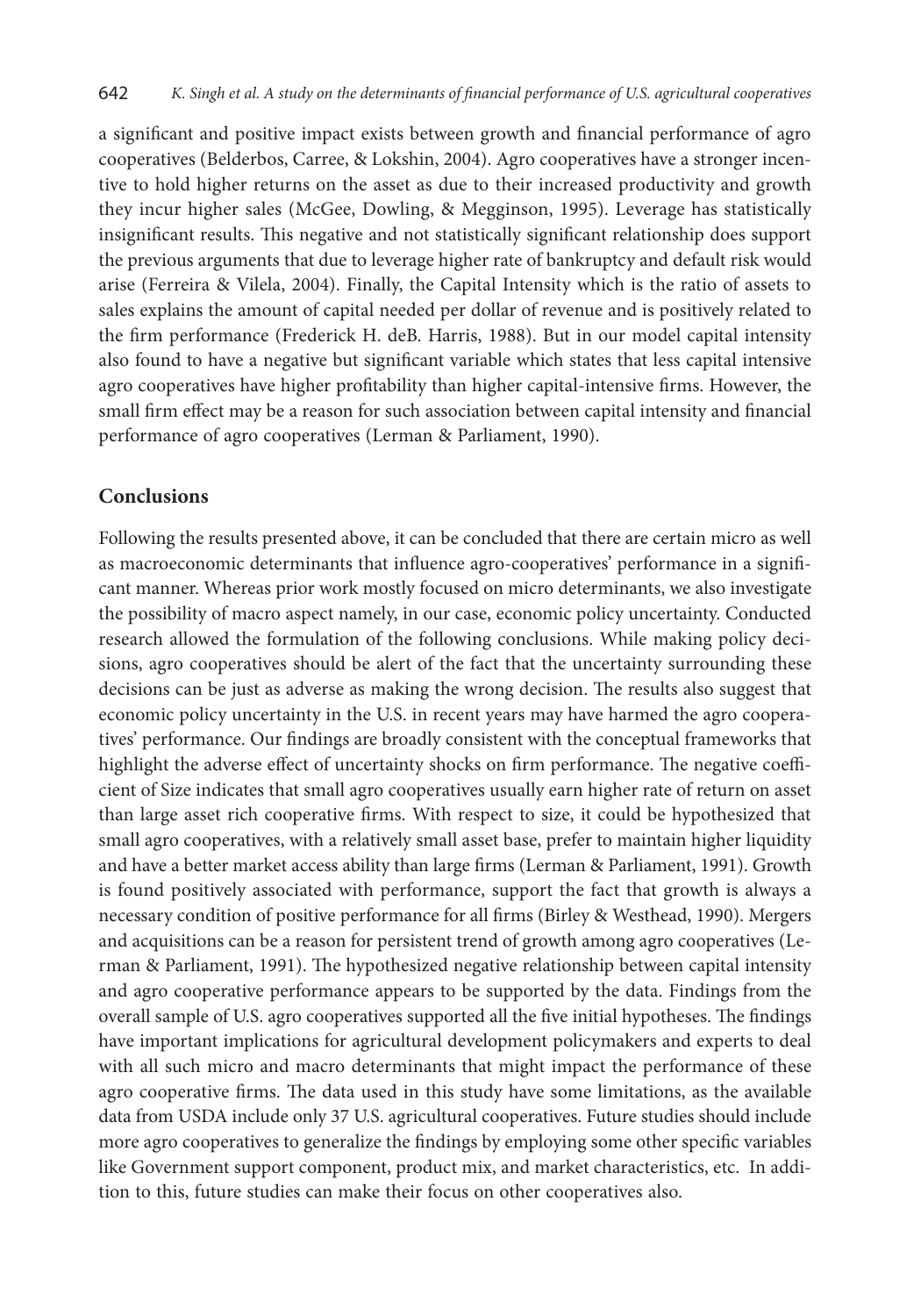a significant and positive impact exists between growth and financial performance of agro cooperatives (Belderbos, Carree, & Lokshin, 2004). Agro cooperatives have a stronger incentive to hold higher returns on the asset as due to their increased productivity and growth they incur higher sales (McGee, Dowling, & Megginson, 1995). Leverage has statistically insignificant results. This negative and not statistically significant relationship does support the previous arguments that due to leverage higher rate of bankruptcy and default risk would arise (Ferreira & Vilela, 2004). Finally, the Capital Intensity which is the ratio of assets to sales explains the amount of capital needed per dollar of revenue and is positively related to the firm performance (Frederick H. deB. Harris, 1988). But in our model capital intensity also found to have a negative but significant variable which states that less capital intensive agro cooperatives have higher profitability than higher capital-intensive firms. However, the small firm effect may be a reason for such association between capital intensity and financial performance of agro cooperatives (Lerman & Parliament, 1990).

## Conclusions

Following the results presented above, it can be concluded that there are certain micro as well as macroeconomic determinants that influence agro-cooperatives' performance in a significant manner. Whereas prior work mostly focused on micro determinants, we also investigate the possibility of macro aspect namely, in our case, economic policy uncertainty. Conducted research allowed the formulation of the following conclusions. While making policy decisions, agro cooperatives should be alert of the fact that the uncertainty surrounding these decisions can be just as adverse as making the wrong decision. The results also suggest that economic policy uncertainty in the U.S. in recent years may have harmed the agro cooperatives' performance. Our findings are broadly consistent with the conceptual frameworks that highlight the adverse effect of uncertainty shocks on firm performance. The negative coefficient of Size indicates that small agro cooperatives usually earn higher rate of return on asset than large asset rich cooperative firms. With respect to size, it could be hypothesized that small agro cooperatives, with a relatively small asset base, prefer to maintain higher liquidity and have a better market access ability than large firms (Lerman & Parliament, 1991). Growth is found positively associated with performance, support the fact that growth is always a necessary condition of positive performance for all firms (Birley & Westhead, 1990). Mergers and acquisitions can be a reason for persistent trend of growth among agro cooperatives (Lerman & Parliament, 1991). The hypothesized negative relationship between capital intensity and agro cooperative performance appears to be supported by the data. Findings from the overall sample of U.S. agro cooperatives supported all the five initial hypotheses. The findings have important implications for agricultural development policymakers and experts to deal with all such micro and macro determinants that might impact the performance of these agro cooperative firms. The data used in this study have some limitations, as the available data from USDA include only 37 U.S. agricultural cooperatives. Future studies should include more agro cooperatives to generalize the findings by employing some other specific variables like Government support component, product mix, and market characteristics, etc. In addition to this, future studies can make their focus on other cooperatives also.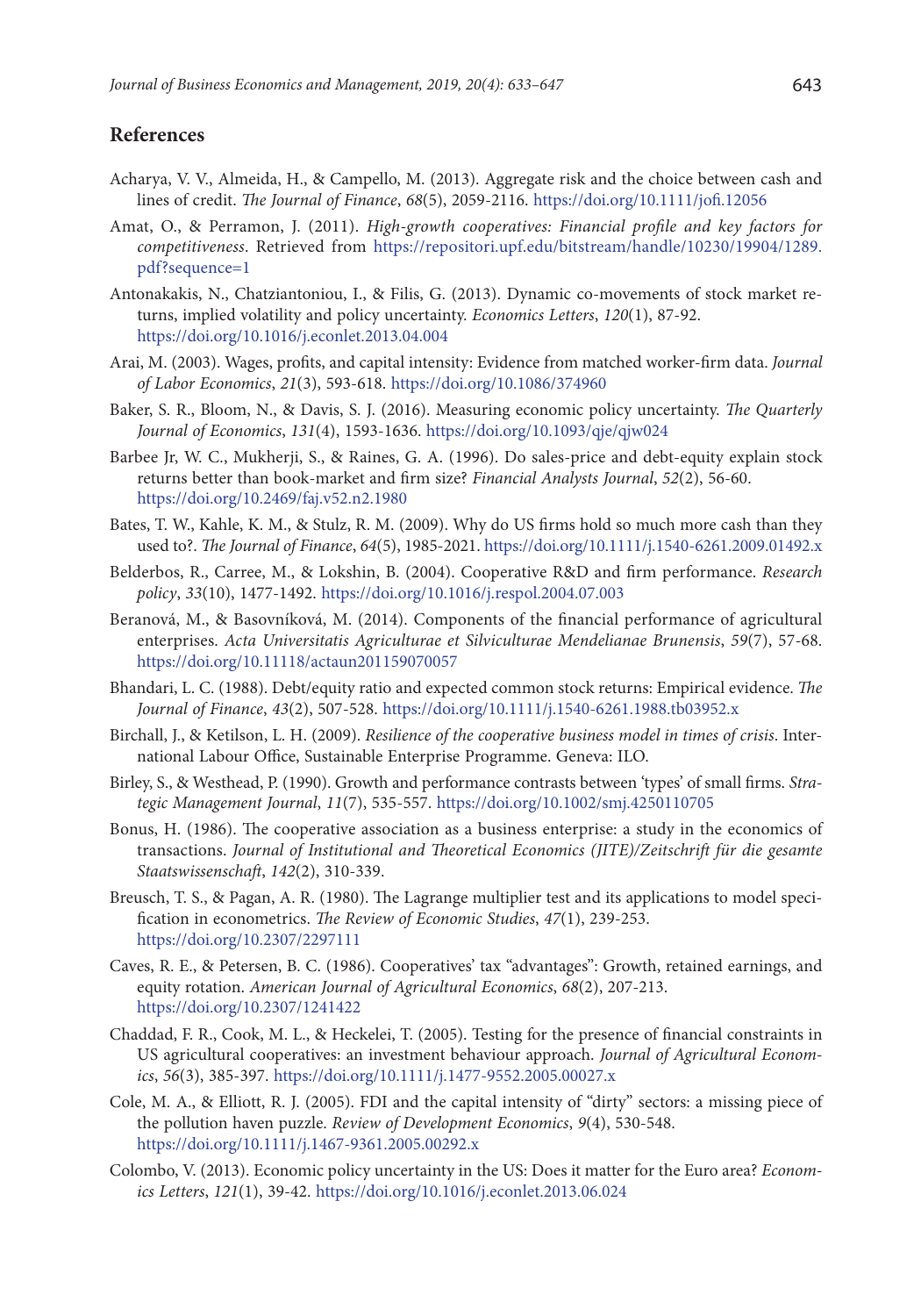## References

Acharya, V. V., Almeida, H., & Campello, M. (2013). Aggregate risk and the choice between cash and lines of credit. *The Journal of Finance*, *68*(5), 2059-2116. https://doi.org/10.1111/jofi.12056

Amat, O., & Perramon, J. (2011). *High-growth cooperatives: Financial profile and key factors for competitiveness*. Retrieved from https://repositori.upf.edu/bitstream/handle/10230/19904/1289.pdf?sequence=1

Antonakakis, N., Chatziantoniou, I., & Filis, G. (2013). Dynamic co-movements of stock market returns, implied volatility and policy uncertainty. *Economics Letters*, *120*(1), 87-92. https://doi.org/10.1016/j.econlet.2013.04.004

Arai, M. (2003). Wages, profits, and capital intensity: Evidence from matched worker-firm data. *Journal of Labor Economics*, *21*(3), 593-618. https://doi.org/10.1086/374960

Baker, S. R., Bloom, N., & Davis, S. J. (2016). Measuring economic policy uncertainty. *The Quarterly Journal of Economics*, *131*(4), 1593-1636. https://doi.org/10.1093/qje/qjw024

Barbee Jr, W. C., Mukherji, S., & Raines, G. A. (1996). Do sales-price and debt-equity explain stock returns better than book-market and firm size? *Financial Analysts Journal*, *52*(2), 56-60. https://doi.org/10.2469/faj.v52.n2.1980

Bates, T. W., Kahle, K. M., & Stulz, R. M. (2009). Why do US firms hold so much more cash than they used to?. *The Journal of Finance*, *64*(5), 1985-2021. https://doi.org/10.1111/j.1540-6261.2009.01492.x

Belderbos, R., Carree, M., & Lokshin, B. (2004). Cooperative R&D and firm performance. *Research policy*, *33*(10), 1477-1492. https://doi.org/10.1016/j.respol.2004.07.003

Beranová, M., & Basovníková, M. (2014). Components of the financial performance of agricultural enterprises. *Acta Universitatis Agriculturae et Silviculturae Mendelianae Brunensis*, *59*(7), 57-68. https://doi.org/10.11118/actaun201159070057

Bhandari, L. C. (1988). Debt/equity ratio and expected common stock returns: Empirical evidence. *The Journal of Finance*, *43*(2), 507-528. https://doi.org/10.1111/j.1540-6261.1988.tb03952.x

Birchall, J., & Ketilson, L. H. (2009). *Resilience of the cooperative business model in times of crisis*. International Labour Office, Sustainable Enterprise Programme. Geneva: ILO.

Birley, S., & Westhead, P. (1990). Growth and performance contrasts between 'types' of small firms. *Strategic Management Journal*, *11*(7), 535-557. https://doi.org/10.1002/smj.4250110705

Bonus, H. (1986). The cooperative association as a business enterprise: a study in the economics of transactions. *Journal of Institutional and Theoretical Economics (JITE)/Zeitschrift für die gesamte Staatswissenschaft*, *142*(2), 310-339.

Breusch, T. S., & Pagan, A. R. (1980). The Lagrange multiplier test and its applications to model specification in econometrics. *The Review of Economic Studies*, *47*(1), 239-253. https://doi.org/10.2307/2297111

Caves, R. E., & Petersen, B. C. (1986). Cooperatives' tax "advantages": Growth, retained earnings, and equity rotation. *American Journal of Agricultural Economics*, *68*(2), 207-213. https://doi.org/10.2307/1241422

Chaddad, F. R., Cook, M. L., & Heckelei, T. (2005). Testing for the presence of financial constraints in US agricultural cooperatives: an investment behaviour approach. *Journal of Agricultural Economics*, *56*(3), 385-397. https://doi.org/10.1111/j.1477-9552.2005.00027.x

Cole, M. A., & Elliott, R. J. (2005). FDI and the capital intensity of "dirty" sectors: a missing piece of the pollution haven puzzle. *Review of Development Economics*, *9*(4), 530-548. https://doi.org/10.1111/j.1467-9361.2005.00292.x

Colombo, V. (2013). Economic policy uncertainty in the US: Does it matter for the Euro area? *Economics Letters*, *121*(1), 39-42. https://doi.org/10.1016/j.econlet.2013.06.024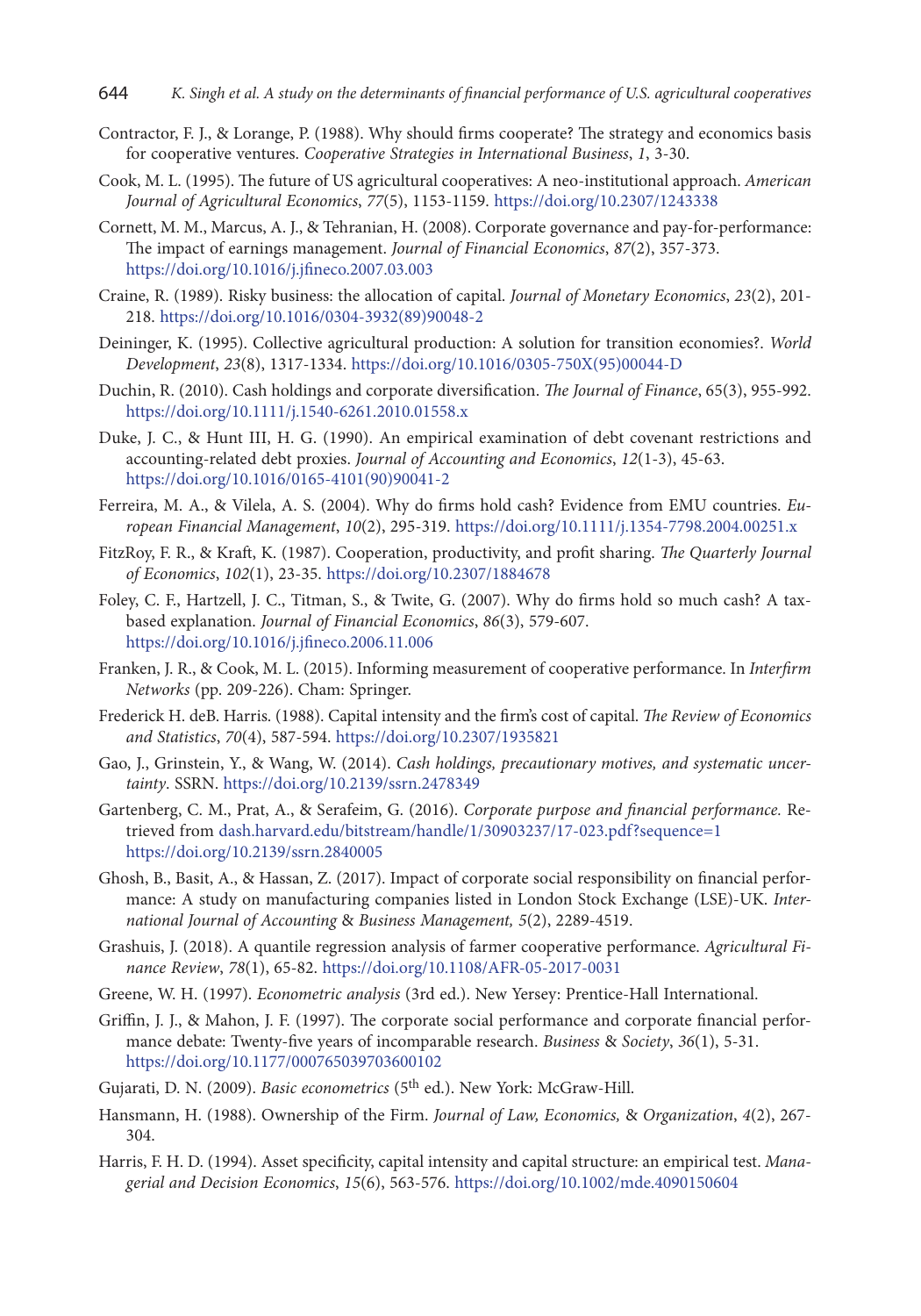Contractor, F. J., & Lorange, P. (1988). Why should firms cooperate? The strategy and economics basis for cooperative ventures. *Cooperative Strategies in International Business*, *1*, 3-30.

Cook, M. L. (1995). The future of US agricultural cooperatives: A neo-institutional approach. *American Journal of Agricultural Economics*, *77*(5), 1153-1159. https://doi.org/10.2307/1243338

Cornett, M. M., Marcus, A. J., & Tehranian, H. (2008). Corporate governance and pay-for-performance: The impact of earnings management. *Journal of Financial Economics*, *87*(2), 357-373. https://doi.org/10.1016/j.jfineco.2007.03.003

Craine, R. (1989). Risky business: the allocation of capital. *Journal of Monetary Economics*, *23*(2), 201-218. https://doi.org/10.1016/0304-3932(89)90048-2

Deininger, K. (1995). Collective agricultural production: A solution for transition economies?. *World Development*, *23*(8), 1317-1334. https://doi.org/10.1016/0305-750X(95)00044-D

Duchin, R. (2010). Cash holdings and corporate diversification. *The Journal of Finance*, 65(3), 955-992. https://doi.org/10.1111/j.1540-6261.2010.01558.x

Duke, J. C., & Hunt III, H. G. (1990). An empirical examination of debt covenant restrictions and accounting-related debt proxies. *Journal of Accounting and Economics*, *12*(1-3), 45-63. https://doi.org/10.1016/0165-4101(90)90041-2

Ferreira, M. A., & Vilela, A. S. (2004). Why do firms hold cash? Evidence from EMU countries. *European Financial Management*, *10*(2), 295-319. https://doi.org/10.1111/j.1354-7798.2004.00251.x

FitzRoy, F. R., & Kraft, K. (1987). Cooperation, productivity, and profit sharing. *The Quarterly Journal of Economics*, *102*(1), 23-35. https://doi.org/10.2307/1884678

Foley, C. F., Hartzell, J. C., Titman, S., & Twite, G. (2007). Why do firms hold so much cash? A tax-based explanation. *Journal of Financial Economics*, *86*(3), 579-607. https://doi.org/10.1016/j.jfineco.2006.11.006

Franken, J. R., & Cook, M. L. (2015). Informing measurement of cooperative performance. In *Interfirm Networks* (pp. 209-226). Cham: Springer.

Frederick H. deB. Harris. (1988). Capital intensity and the firm's cost of capital. *The Review of Economics and Statistics*, *70*(4), 587-594. https://doi.org/10.2307/1935821

Gao, J., Grinstein, Y., & Wang, W. (2014). *Cash holdings, precautionary motives, and systematic uncertainty*. SSRN. https://doi.org/10.2139/ssrn.2478349

Gartenberg, C. M., Prat, A., & Serafeim, G. (2016). *Corporate purpose and financial performance.* Retrieved from dash.harvard.edu/bitstream/handle/1/30903237/17-023.pdf?sequence=1 https://doi.org/10.2139/ssrn.2840005

Ghosh, B., Basit, A., & Hassan, Z. (2017). Impact of corporate social responsibility on financial performance: A study on manufacturing companies listed in London Stock Exchange (LSE)-UK. *International Journal of Accounting & Business Management, 5*(2), 2289-4519.

Grashuis, J. (2018). A quantile regression analysis of farmer cooperative performance. *Agricultural Finance Review*, *78*(1), 65-82. https://doi.org/10.1108/AFR-05-2017-0031

Greene, W. H. (1997). *Econometric analysis* (3rd ed.). New Yersey: Prentice-Hall International.

Griffin, J. J., & Mahon, J. F. (1997). The corporate social performance and corporate financial performance debate: Twenty-five years of incomparable research. *Business & Society*, *36*(1), 5-31. https://doi.org/10.1177/000765039703600102

Gujarati, D. N. (2009). *Basic econometrics* (5th ed.). New York: McGraw-Hill.

Hansmann, H. (1988). Ownership of the Firm. *Journal of Law, Economics, & Organization*, *4*(2), 267-304.

Harris, F. H. D. (1994). Asset specificity, capital intensity and capital structure: an empirical test. *Managerial and Decision Economics*, *15*(6), 563-576. https://doi.org/10.1002/mde.4090150604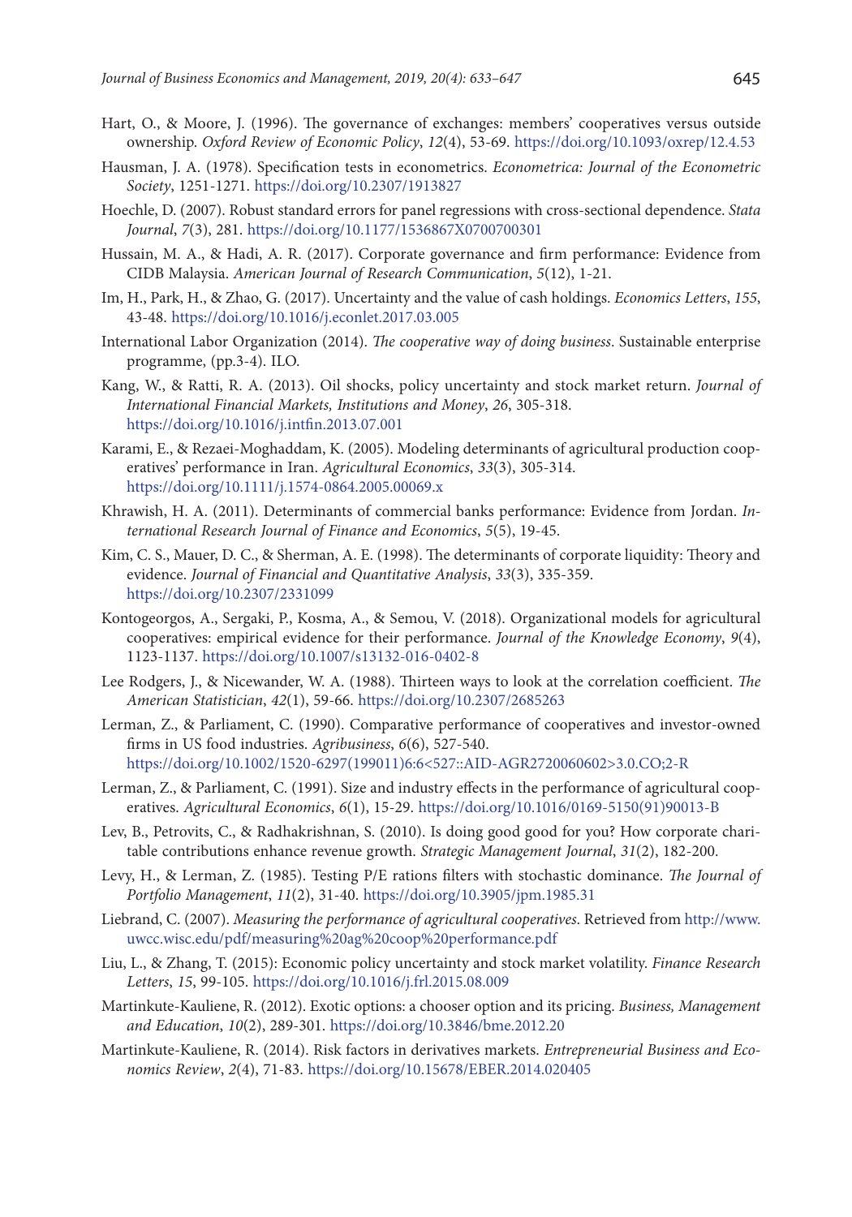Hart, O., & Moore, J. (1996). The governance of exchanges: members' cooperatives versus outside ownership. *Oxford Review of Economic Policy*, *12*(4), 53-69. https://doi.org/10.1093/oxrep/12.4.53

Hausman, J. A. (1978). Specification tests in econometrics. *Econometrica: Journal of the Econometric Society*, 1251-1271. https://doi.org/10.2307/1913827

Hoechle, D. (2007). Robust standard errors for panel regressions with cross-sectional dependence. *Stata Journal*, *7*(3), 281. https://doi.org/10.1177/1536867X0700700301

Hussain, M. A., & Hadi, A. R. (2017). Corporate governance and firm performance: Evidence from CIDB Malaysia. *American Journal of Research Communication*, *5*(12), 1-21.

Im, H., Park, H., & Zhao, G. (2017). Uncertainty and the value of cash holdings. *Economics Letters*, *155*, 43-48. https://doi.org/10.1016/j.econlet.2017.03.005

International Labor Organization (2014). *The cooperative way of doing business*. Sustainable enterprise programme, (pp.3-4). ILO.

Kang, W., & Ratti, R. A. (2013). Oil shocks, policy uncertainty and stock market return. *Journal of International Financial Markets, Institutions and Money*, *26*, 305-318. https://doi.org/10.1016/j.intfin.2013.07.001

Karami, E., & Rezaei-Moghaddam, K. (2005). Modeling determinants of agricultural production cooperatives' performance in Iran. *Agricultural Economics*, *33*(3), 305-314. https://doi.org/10.1111/j.1574-0864.2005.00069.x

Khrawish, H. A. (2011). Determinants of commercial banks performance: Evidence from Jordan. *International Research Journal of Finance and Economics*, *5*(5), 19-45.

Kim, C. S., Mauer, D. C., & Sherman, A. E. (1998). The determinants of corporate liquidity: Theory and evidence. *Journal of Financial and Quantitative Analysis*, *33*(3), 335-359. https://doi.org/10.2307/2331099

Kontogeorgos, A., Sergaki, P., Kosma, A., & Semou, V. (2018). Organizational models for agricultural cooperatives: empirical evidence for their performance. *Journal of the Knowledge Economy*, *9*(4), 1123-1137. https://doi.org/10.1007/s13132-016-0402-8

Lee Rodgers, J., & Nicewander, W. A. (1988). Thirteen ways to look at the correlation coefficient. *The American Statistician*, *42*(1), 59-66. https://doi.org/10.2307/2685263

Lerman, Z., & Parliament, C. (1990). Comparative performance of cooperatives and investor-owned firms in US food industries. *Agribusiness*, *6*(6), 527-540. https://doi.org/10.1002/1520-6297(199011)6:6<527::AID-AGR2720060602>3.0.CO;2-R

Lerman, Z., & Parliament, C. (1991). Size and industry effects in the performance of agricultural cooperatives. *Agricultural Economics*, *6*(1), 15-29. https://doi.org/10.1016/0169-5150(91)90013-B

Lev, B., Petrovits, C., & Radhakrishnan, S. (2010). Is doing good good for you? How corporate charitable contributions enhance revenue growth. *Strategic Management Journal*, *31*(2), 182-200.

Levy, H., & Lerman, Z. (1985). Testing P/E rations filters with stochastic dominance. *The Journal of Portfolio Management*, *11*(2), 31-40. https://doi.org/10.3905/jpm.1985.31

Liebrand, C. (2007). *Measuring the performance of agricultural cooperatives*. Retrieved from http://www.uwcc.wisc.edu/pdf/measuring%20ag%20coop%20performance.pdf

Liu, L., & Zhang, T. (2015): Economic policy uncertainty and stock market volatility. *Finance Research Letters*, *15*, 99-105. https://doi.org/10.1016/j.frl.2015.08.009

Martinkute-Kauliene, R. (2012). Exotic options: a chooser option and its pricing. *Business, Management and Education*, *10*(2), 289-301. https://doi.org/10.3846/bme.2012.20

Martinkute-Kauliene, R. (2014). Risk factors in derivatives markets. *Entrepreneurial Business and Economics Review*, *2*(4), 71-83. https://doi.org/10.15678/EBER.2014.020405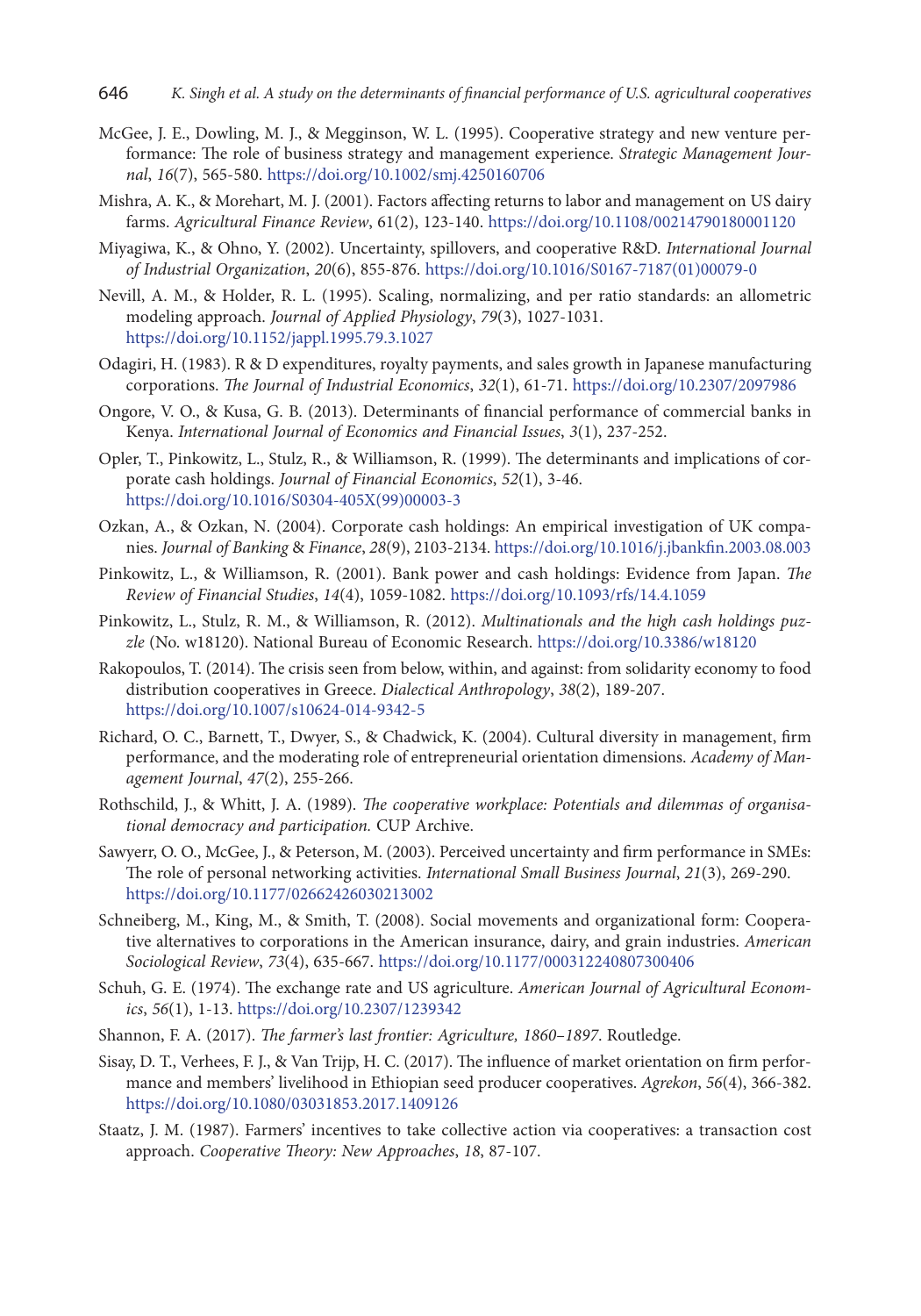McGee, J. E., Dowling, M. J., & Megginson, W. L. (1995). Cooperative strategy and new venture performance: The role of business strategy and management experience. *Strategic Management Journal*, *16*(7), 565-580. https://doi.org/10.1002/smj.4250160706

Mishra, A. K., & Morehart, M. J. (2001). Factors affecting returns to labor and management on US dairy farms. *Agricultural Finance Review*, 61(2), 123-140. https://doi.org/10.1108/00214790180001120

Miyagiwa, K., & Ohno, Y. (2002). Uncertainty, spillovers, and cooperative R&D. *International Journal of Industrial Organization*, *20*(6), 855-876. https://doi.org/10.1016/S0167-7187(01)00079-0

Nevill, A. M., & Holder, R. L. (1995). Scaling, normalizing, and per ratio standards: an allometric modeling approach. *Journal of Applied Physiology*, *79*(3), 1027-1031. https://doi.org/10.1152/jappl.1995.79.3.1027

Odagiri, H. (1983). R & D expenditures, royalty payments, and sales growth in Japanese manufacturing corporations. *The Journal of Industrial Economics*, *32*(1), 61-71. https://doi.org/10.2307/2097986

Ongore, V. O., & Kusa, G. B. (2013). Determinants of financial performance of commercial banks in Kenya. *International Journal of Economics and Financial Issues*, *3*(1), 237-252.

Opler, T., Pinkowitz, L., Stulz, R., & Williamson, R. (1999). The determinants and implications of corporate cash holdings. *Journal of Financial Economics*, *52*(1), 3-46. https://doi.org/10.1016/S0304-405X(99)00003-3

Ozkan, A., & Ozkan, N. (2004). Corporate cash holdings: An empirical investigation of UK companies. *Journal of Banking & Finance*, *28*(9), 2103-2134. https://doi.org/10.1016/j.jbankfin.2003.08.003

Pinkowitz, L., & Williamson, R. (2001). Bank power and cash holdings: Evidence from Japan. *The Review of Financial Studies*, *14*(4), 1059-1082. https://doi.org/10.1093/rfs/14.4.1059

Pinkowitz, L., Stulz, R. M., & Williamson, R. (2012). *Multinationals and the high cash holdings puzzle* (No. w18120). National Bureau of Economic Research. https://doi.org/10.3386/w18120

Rakopoulos, T. (2014). The crisis seen from below, within, and against: from solidarity economy to food distribution cooperatives in Greece. *Dialectical Anthropology*, *38*(2), 189-207. https://doi.org/10.1007/s10624-014-9342-5

Richard, O. C., Barnett, T., Dwyer, S., & Chadwick, K. (2004). Cultural diversity in management, firm performance, and the moderating role of entrepreneurial orientation dimensions. *Academy of Management Journal*, *47*(2), 255-266.

Rothschild, J., & Whitt, J. A. (1989). *The cooperative workplace: Potentials and dilemmas of organisational democracy and participation.* CUP Archive.

Sawyerr, O. O., McGee, J., & Peterson, M. (2003). Perceived uncertainty and firm performance in SMEs: The role of personal networking activities. *International Small Business Journal*, *21*(3), 269-290. https://doi.org/10.1177/02662426030213002

Schneiberg, M., King, M., & Smith, T. (2008). Social movements and organizational form: Cooperative alternatives to corporations in the American insurance, dairy, and grain industries. *American Sociological Review*, *73*(4), 635-667. https://doi.org/10.1177/000312240807300406

Schuh, G. E. (1974). The exchange rate and US agriculture. *American Journal of Agricultural Economics*, *56*(1), 1-13. https://doi.org/10.2307/1239342

Shannon, F. A. (2017). *The farmer's last frontier: Agriculture, 1860–1897*. Routledge.

Sisay, D. T., Verhees, F. J., & Van Trijp, H. C. (2017). The influence of market orientation on firm performance and members' livelihood in Ethiopian seed producer cooperatives. *Agrekon*, *56*(4), 366-382. https://doi.org/10.1080/03031853.2017.1409126

Staatz, J. M. (1987). Farmers' incentives to take collective action via cooperatives: a transaction cost approach. *Cooperative Theory: New Approaches*, *18*, 87-107.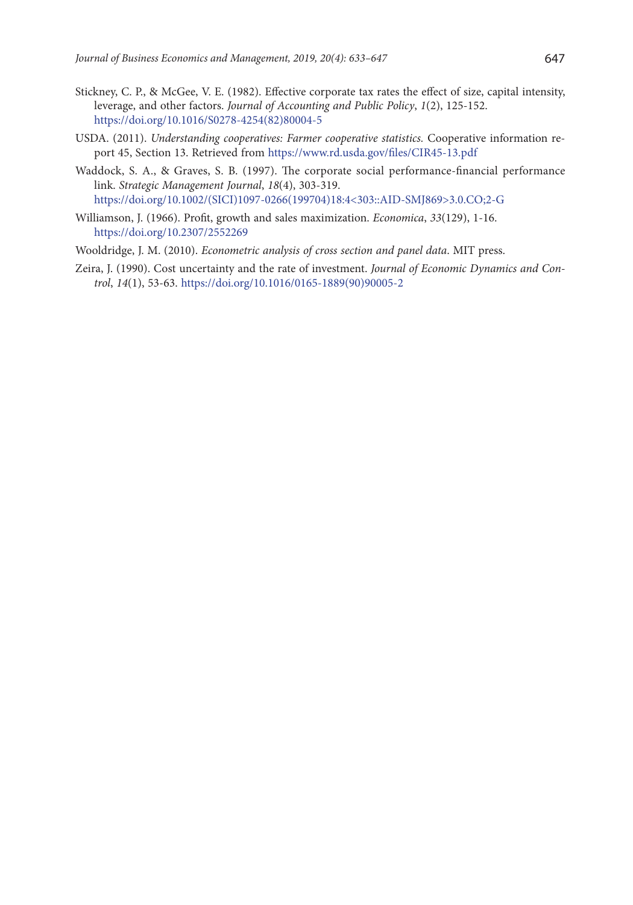Stickney, C. P., & McGee, V. E. (1982). Effective corporate tax rates the effect of size, capital intensity, leverage, and other factors. *Journal of Accounting and Public Policy*, *1*(2), 125-152. https://doi.org/10.1016/S0278-4254(82)80004-5

USDA. (2011). *Understanding cooperatives: Farmer cooperative statistics.* Cooperative information report 45, Section 13. Retrieved from https://www.rd.usda.gov/files/CIR45-13.pdf

Waddock, S. A., & Graves, S. B. (1997). The corporate social performance-financial performance link. *Strategic Management Journal*, *18*(4), 303-319. https://doi.org/10.1002/(SICI)1097-0266(199704)18:4<303::AID-SMJ869>3.0.CO;2-G

Williamson, J. (1966). Profit, growth and sales maximization. *Economica*, *33*(129), 1-16. https://doi.org/10.2307/2552269

Wooldridge, J. M. (2010). *Econometric analysis of cross section and panel data*. MIT press.

Zeira, J. (1990). Cost uncertainty and the rate of investment. *Journal of Economic Dynamics and Control*, *14*(1), 53-63. https://doi.org/10.1016/0165-1889(90)90005-2